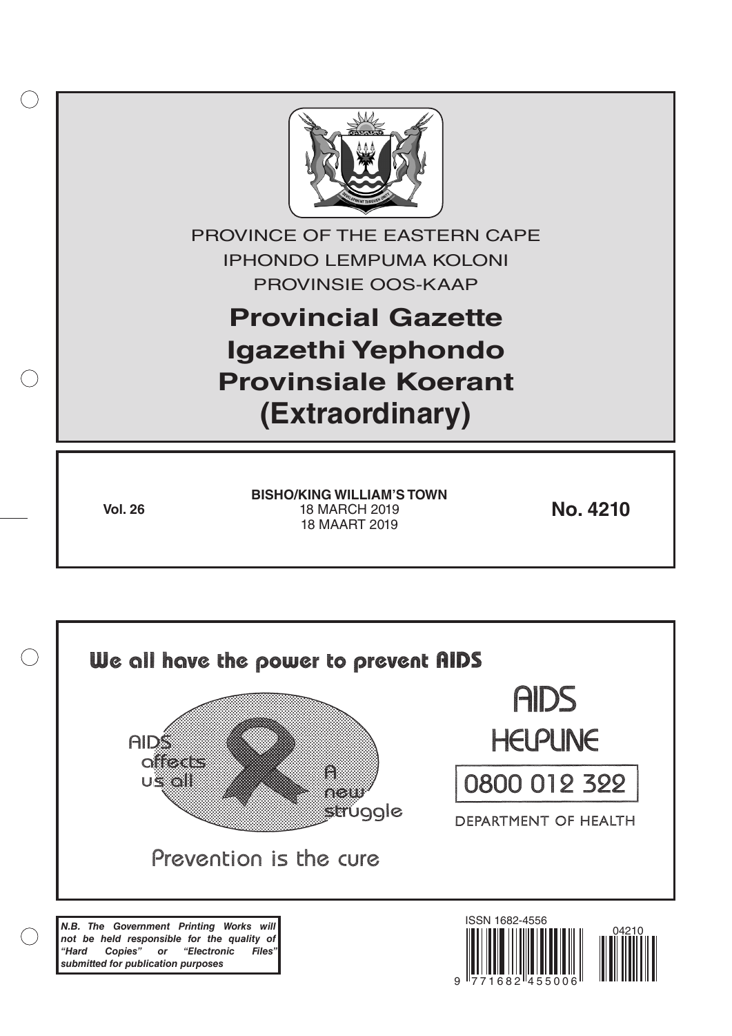PROVINCE OF THE EASTERN CAPE

IPHONDO LEMPUMA KOLONI

PROVINSIE OOS-KAAP

# Provincial Gazette
# Igazethi Yephondo
# Provinsiale Koerant
# (Extraordinary)

**Vol. 26**

**BISHO/KING WILLIAM'S TOWN**
18 MARCH 2019
18 MAART 2019

**No. 4210**

We all have the power to prevent AIDS

AIDS affects us all

A new struggle

Prevention is the cure

AIDS HELPLINE

0800 012 322

DEPARTMENT OF HEALTH

***N.B. The Government Printing Works will not be held responsible for the quality of "Hard Copies" or "Electronic Files" submitted for publication purposes***

ISSN 1682-4556

9 771682 455006

04210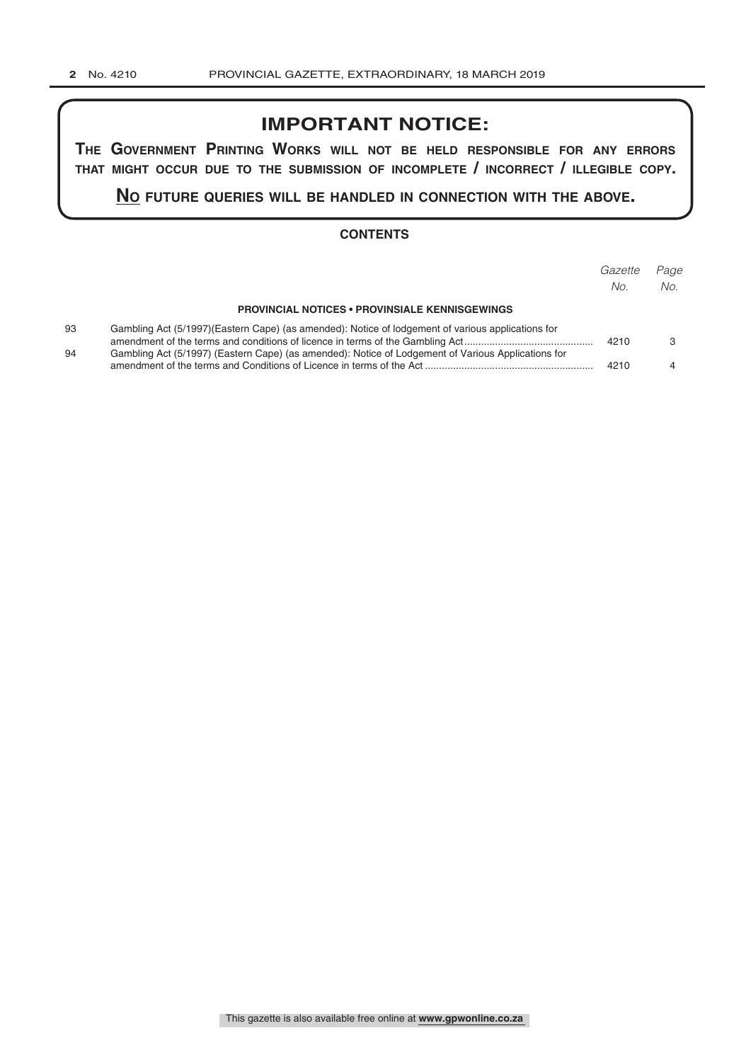## IMPORTANT NOTICE:

**THE GOVERNMENT PRINTING WORKS WILL NOT BE HELD RESPONSIBLE FOR ANY ERRORS THAT MIGHT OCCUR DUE TO THE SUBMISSION OF INCOMPLETE / INCORRECT / ILLEGIBLE COPY.**

**NO FUTURE QUERIES WILL BE HANDLED IN CONNECTION WITH THE ABOVE.**

### CONTENTS

| | | *Gazette No.* | *Page No.* |
|---|---|---|---|
| | **PROVINCIAL NOTICES • PROVINSIALE KENNISGEWINGS** | | |
| 93 | Gambling Act (5/1997)(Eastern Cape) (as amended): Notice of lodgement of various applications for amendment of the terms and conditions of licence in terms of the Gambling Act | 4210 | 3 |
| 94 | Gambling Act (5/1997) (Eastern Cape) (as amended): Notice of Lodgement of Various Applications for amendment of the terms and Conditions of Licence in terms of the Act | 4210 | 4 |

This gazette is also available free online at **www.gpwonline.co.za**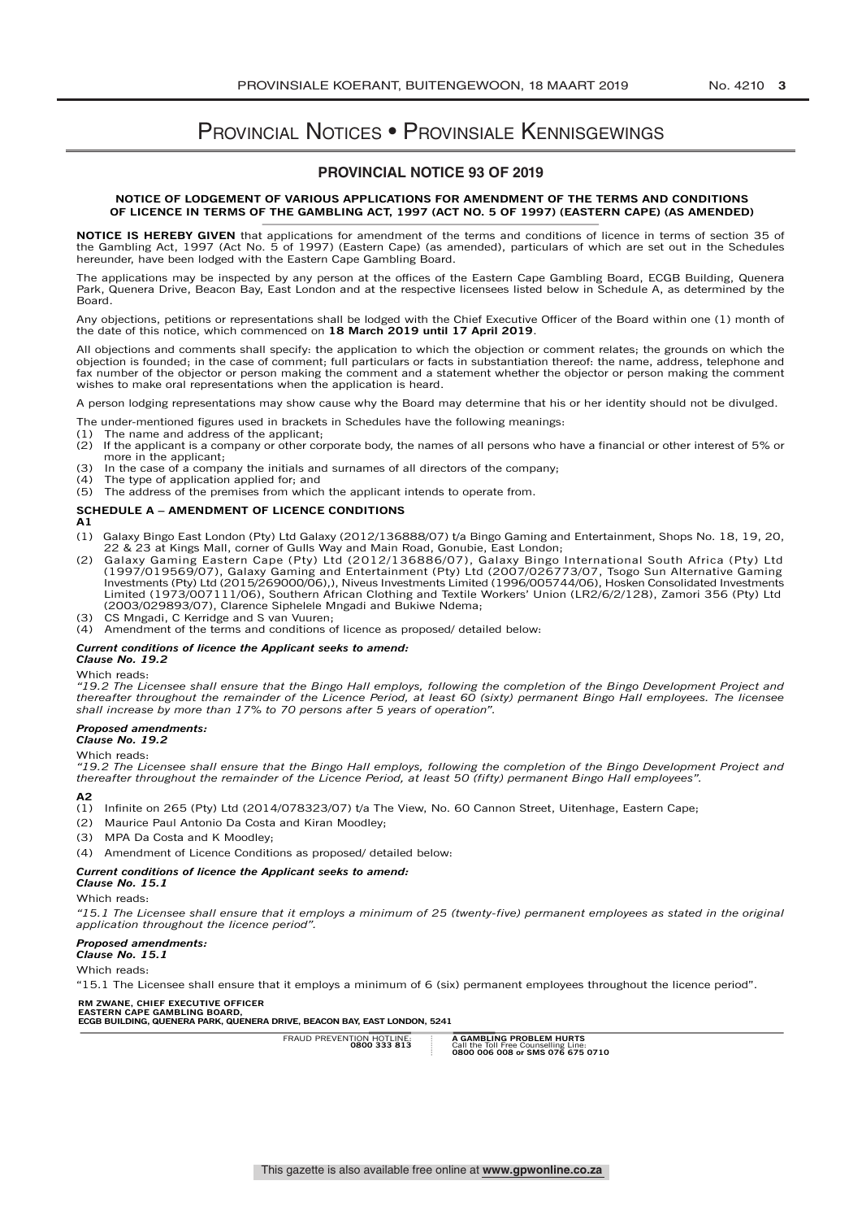# Provincial Notices • Provinsiale Kennisgewings

## PROVINCIAL NOTICE 93 OF 2019

### NOTICE OF LODGEMENT OF VARIOUS APPLICATIONS FOR AMENDMENT OF THE TERMS AND CONDITIONS OF LICENCE IN TERMS OF THE GAMBLING ACT, 1997 (ACT NO. 5 OF 1997) (EASTERN CAPE) (AS AMENDED)

**NOTICE IS HEREBY GIVEN** that applications for amendment of the terms and conditions of licence in terms of section 35 of the Gambling Act, 1997 (Act No. 5 of 1997) (Eastern Cape) (as amended), particulars of which are set out in the Schedules hereunder, have been lodged with the Eastern Cape Gambling Board.

The applications may be inspected by any person at the offices of the Eastern Cape Gambling Board, ECGB Building, Quenera Park, Quenera Drive, Beacon Bay, East London and at the respective licensees listed below in Schedule A, as determined by the Board.

Any objections, petitions or representations shall be lodged with the Chief Executive Officer of the Board within one (1) month of the date of this notice, which commenced on **18 March 2019 until 17 April 2019**.

All objections and comments shall specify: the application to which the objection or comment relates; the grounds on which the objection is founded; in the case of comment; full particulars or facts in substantiation thereof: the name, address, telephone and fax number of the objector or person making the comment and a statement whether the objector or person making the comment wishes to make oral representations when the application is heard.

A person lodging representations may show cause why the Board may determine that his or her identity should not be divulged.

The under-mentioned figures used in brackets in Schedules have the following meanings:

(1) The name and address of the applicant;
(2) If the applicant is a company or other corporate body, the names of all persons who have a financial or other interest of 5% or more in the applicant;
(3) In the case of a company the initials and surnames of all directors of the company;
(4) The type of application applied for; and
(5) The address of the premises from which the applicant intends to operate from.

**SCHEDULE A – AMENDMENT OF LICENCE CONDITIONS**

**A1**

(1) Galaxy Bingo East London (Pty) Ltd Galaxy (2012/136888/07) t/a Bingo Gaming and Entertainment, Shops No. 18, 19, 20, 22 & 23 at Kings Mall, corner of Gulls Way and Main Road, Gonubie, East London;
(2) Galaxy Gaming Eastern Cape (Pty) Ltd (2012/136886/07), Galaxy Bingo International South Africa (Pty) Ltd (1997/019569/07), Galaxy Gaming and Entertainment (Pty) Ltd (2007/026773/07, Tsogo Sun Alternative Gaming Investments (Pty) Ltd (2015/269000/06),), Niveus Investments Limited (1996/005744/06), Hosken Consolidated Investments Limited (1973/007111/06), Southern African Clothing and Textile Workers' Union (LR2/6/2/128), Zamori 356 (Pty) Ltd (2003/029893/07), Clarence Siphelele Mngadi and Bukiwe Ndema;
(3) CS Mngadi, C Kerridge and S van Vuuren;
(4) Amendment of the terms and conditions of licence as proposed/ detailed below:

***Current conditions of licence the Applicant seeks to amend:***
***Clause No. 19.2***

Which reads:

*"19.2 The Licensee shall ensure that the Bingo Hall employs, following the completion of the Bingo Development Project and thereafter throughout the remainder of the Licence Period, at least 60 (sixty) permanent Bingo Hall employees. The licensee shall increase by more than 17% to 70 persons after 5 years of operation".*

***Proposed amendments:***
***Clause No. 19.2***

Which reads:

*"19.2 The Licensee shall ensure that the Bingo Hall employs, following the completion of the Bingo Development Project and thereafter throughout the remainder of the Licence Period, at least 50 (fifty) permanent Bingo Hall employees".*

**A2**

(1) Infinite on 265 (Pty) Ltd (2014/078323/07) t/a The View, No. 60 Cannon Street, Uitenhage, Eastern Cape;
(2) Maurice Paul Antonio Da Costa and Kiran Moodley;
(3) MPA Da Costa and K Moodley;
(4) Amendment of Licence Conditions as proposed/ detailed below:

***Current conditions of licence the Applicant seeks to amend:***
***Clause No. 15.1***

Which reads:

*"15.1 The Licensee shall ensure that it employs a minimum of 25 (twenty-five) permanent employees as stated in the original application throughout the licence period".*

***Proposed amendments:***
***Clause No. 15.1***

Which reads:

"15.1 The Licensee shall ensure that it employs a minimum of 6 (six) permanent employees throughout the licence period".

**RM ZWANE, CHIEF EXECUTIVE OFFICER**
**EASTERN CAPE GAMBLING BOARD,**
**ECGB BUILDING, QUENERA PARK, QUENERA DRIVE, BEACON BAY, EAST LONDON, 5241**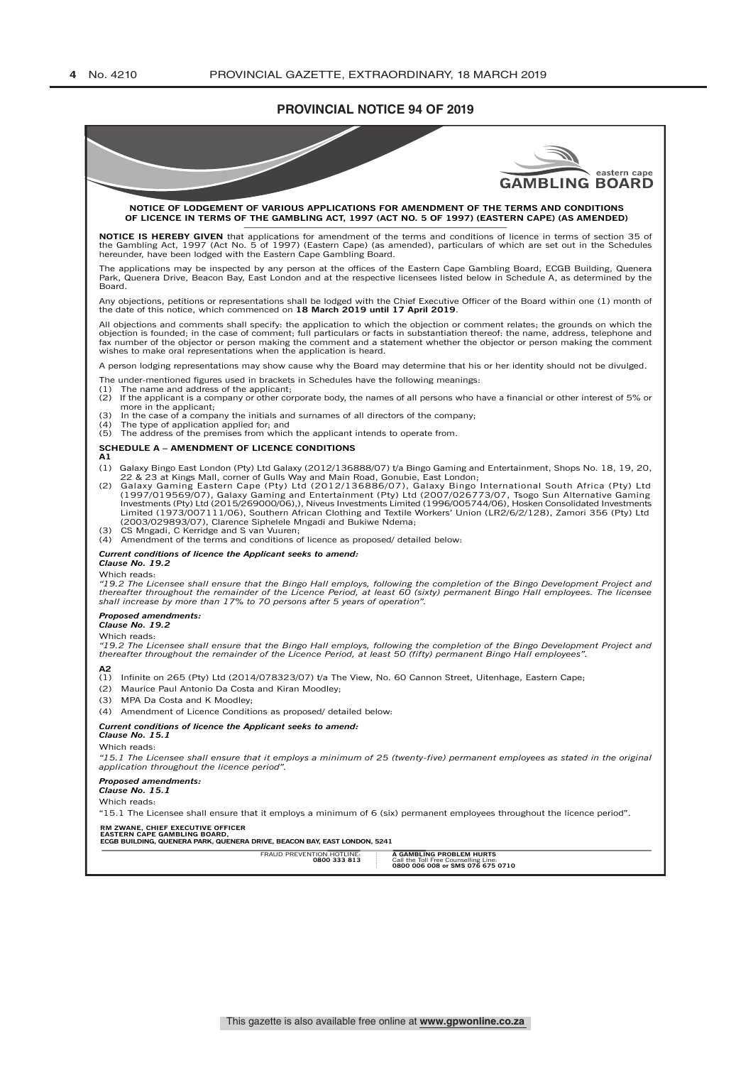## PROVINCIAL NOTICE 94 OF 2019

eastern cape **GAMBLING BOARD**

**NOTICE OF LODGEMENT OF VARIOUS APPLICATIONS FOR AMENDMENT OF THE TERMS AND CONDITIONS OF LICENCE IN TERMS OF THE GAMBLING ACT, 1997 (ACT NO. 5 OF 1997) (EASTERN CAPE) (AS AMENDED)**

**NOTICE IS HEREBY GIVEN** that applications for amendment of the terms and conditions of licence in terms of section 35 of the Gambling Act, 1997 (Act No. 5 of 1997) (Eastern Cape) (as amended), particulars of which are set out in the Schedules hereunder, have been lodged with the Eastern Cape Gambling Board.

The applications may be inspected by any person at the offices of the Eastern Cape Gambling Board, ECGB Building, Quenera Park, Quenera Drive, Beacon Bay, East London and at the respective licensees listed below in Schedule A, as determined by the Board.

Any objections, petitions or representations shall be lodged with the Chief Executive Officer of the Board within one (1) month of the date of this notice, which commenced on **18 March 2019 until 17 April 2019**.

All objections and comments shall specify: the application to which the objection or comment relates; the grounds on which the objection is founded; in the case of comment; full particulars or facts in substantiation thereof: the name, address, telephone and fax number of the objector or person making the comment and a statement whether the objector or person making the comment wishes to make oral representations when the application is heard.

A person lodging representations may show cause why the Board may determine that his or her identity should not be divulged.

The under-mentioned figures used in brackets in Schedules have the following meanings:
(1) The name and address of the applicant;
(2) If the applicant is a company or other corporate body, the names of all persons who have a financial or other interest of 5% or more in the applicant;
(3) In the case of a company the initials and surnames of all directors of the company;
(4) The type of application applied for; and
(5) The address of the premises from which the applicant intends to operate from.

### SCHEDULE A – AMENDMENT OF LICENCE CONDITIONS

**A1**

(1) Galaxy Bingo East London (Pty) Ltd Galaxy (2012/136888/07) t/a Bingo Gaming and Entertainment, Shops No. 18, 19, 20, 22 & 23 at Kings Mall, corner of Gulls Way and Main Road, Gonubie, East London;
(2) Galaxy Gaming Eastern Cape (Pty) Ltd (2012/136886/07), Galaxy Bingo International South Africa (Pty) Ltd (1997/019569/07), Galaxy Gaming and Entertainment (Pty) Ltd (2007/026773/07, Tsogo Sun Alternative Gaming Investments (Pty) Ltd (2015/269000/06),), Niveus Investments Limited (1996/005744/06), Hosken Consolidated Investments Limited (1973/007111/06), Southern African Clothing and Textile Workers' Union (LR2/6/2/128), Zamori 356 (Pty) Ltd (2003/029893/07), Clarence Siphelele Mngadi and Bukiwe Ndema;
(3) CS Mngadi, C Kerridge and S van Vuuren;
(4) Amendment of the terms and conditions of licence as proposed/ detailed below:

***Current conditions of licence the Applicant seeks to amend:***
***Clause No. 19.2***

Which reads:

*"19.2 The Licensee shall ensure that the Bingo Hall employs, following the completion of the Bingo Development Project and thereafter throughout the remainder of the Licence Period, at least 60 (sixty) permanent Bingo Hall employees. The licensee shall increase by more than 17% to 70 persons after 5 years of operation".*

***Proposed amendments:***
***Clause No. 19.2***

Which reads:

*"19.2 The Licensee shall ensure that the Bingo Hall employs, following the completion of the Bingo Development Project and thereafter throughout the remainder of the Licence Period, at least 50 (fifty) permanent Bingo Hall employees".*

**A2**

(1) Infinite on 265 (Pty) Ltd (2014/078323/07) t/a The View, No. 60 Cannon Street, Uitenhage, Eastern Cape;
(2) Maurice Paul Antonio Da Costa and Kiran Moodley;
(3) MPA Da Costa and K Moodley;
(4) Amendment of Licence Conditions as proposed/ detailed below:

***Current conditions of licence the Applicant seeks to amend:***
***Clause No. 15.1***

Which reads:

*"15.1 The Licensee shall ensure that it employs a minimum of 25 (twenty-five) permanent employees as stated in the original application throughout the licence period".*

***Proposed amendments:***
***Clause No. 15.1***

Which reads:

"15.1 The Licensee shall ensure that it employs a minimum of 6 (six) permanent employees throughout the licence period".

**RM ZWANE, CHIEF EXECUTIVE OFFICER**
**EASTERN CAPE GAMBLING BOARD,**
**ECGB BUILDING, QUENERA PARK, QUENERA DRIVE, BEACON BAY, EAST LONDON, 5241**

FRAUD PREVENTION HOTLINE: **0800 333 813**

**A GAMBLING PROBLEM HURTS**
Call the Toll Free Counselling Line:
**0800 006 008 or SMS 076 675 0710**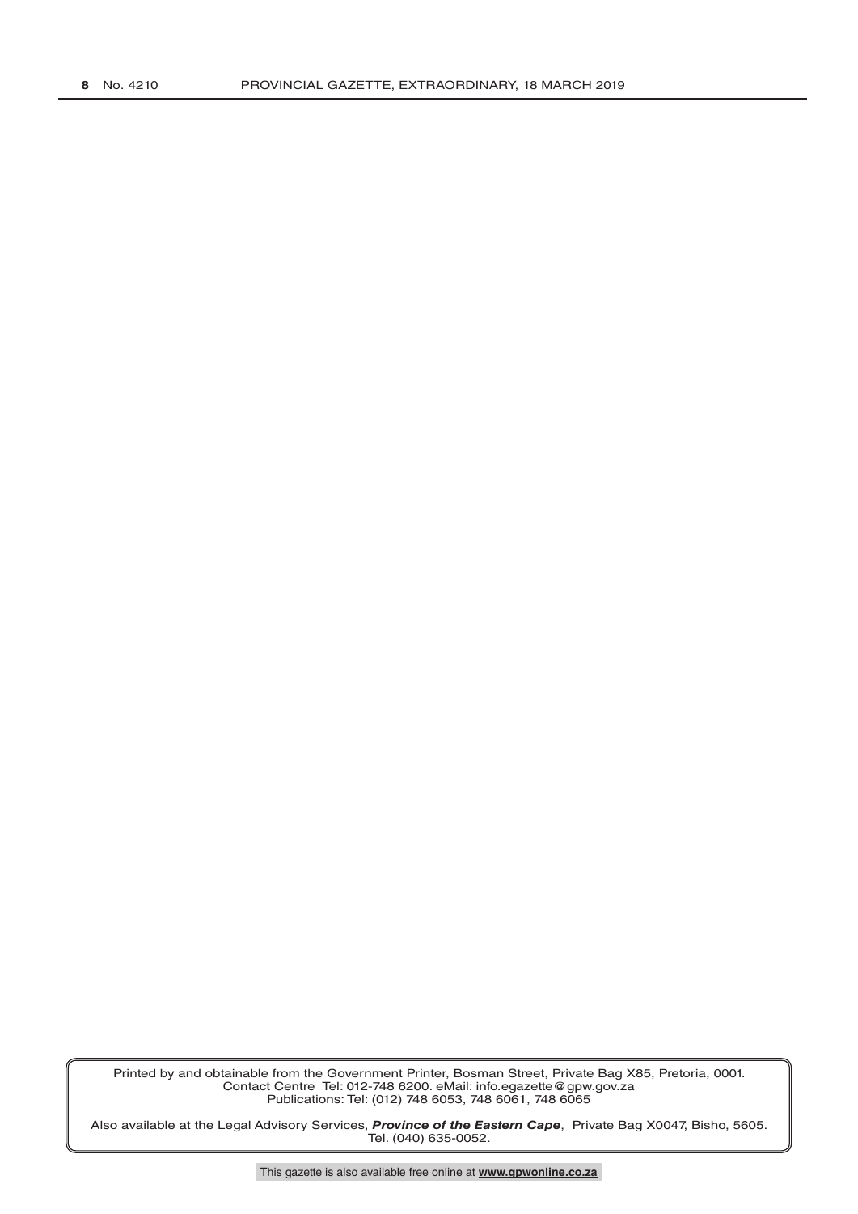Printed by and obtainable from the Government Printer, Bosman Street, Private Bag X85, Pretoria, 0001.
Contact Centre Tel: 012-748 6200. eMail: info.egazette@gpw.gov.za
Publications: Tel: (012) 748 6053, 748 6061, 748 6065

Also available at the Legal Advisory Services, ***Province of the Eastern Cape***, Private Bag X0047, Bisho, 5605.
Tel. (040) 635-0052.

This gazette is also available free online at **www.gpwonline.co.za**